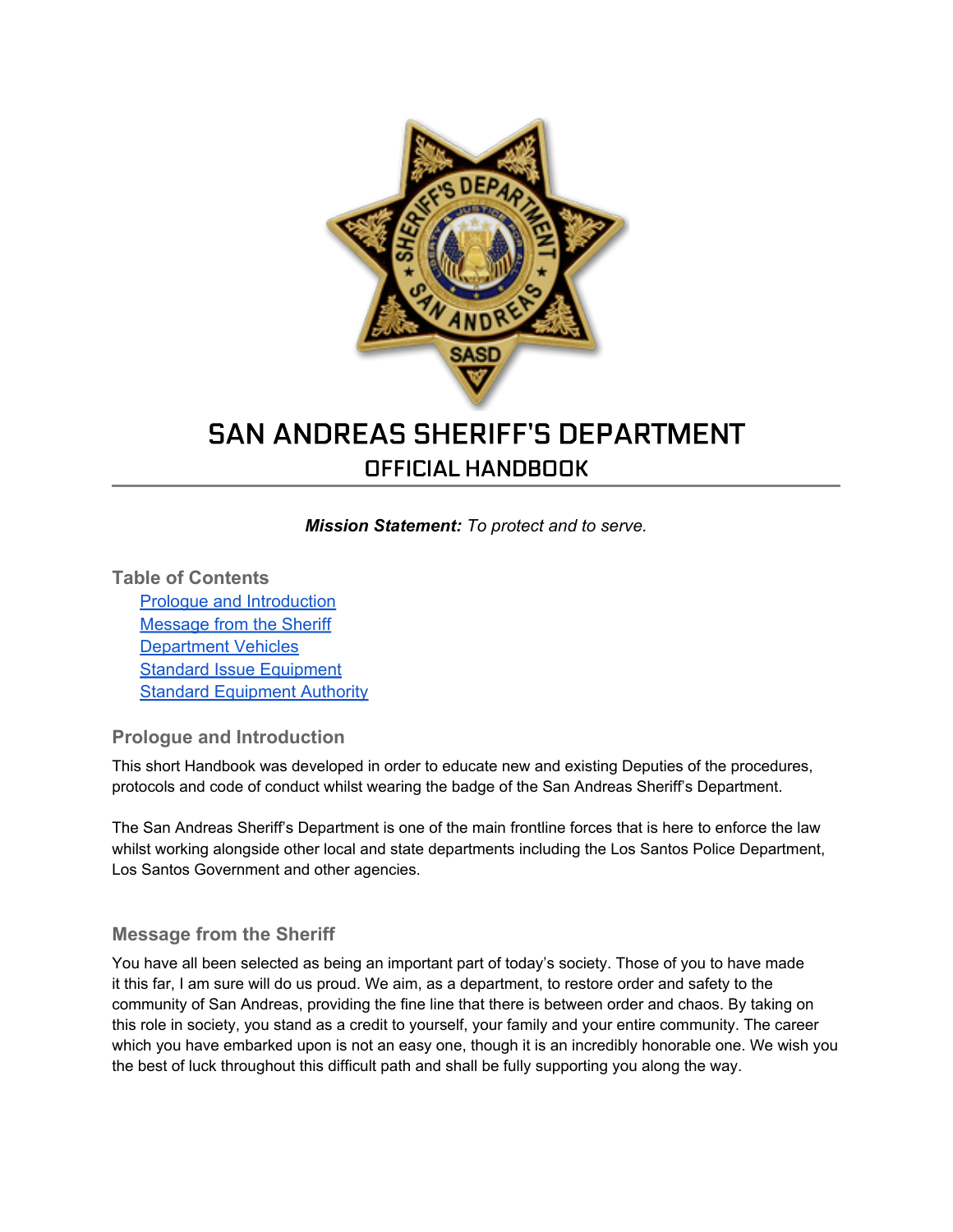# SAN ANDREAS SHERIFF'S DEPARTMENT

## OFFICIAL HANDBOOK

***Mission Statement:*** *To protect and to serve.*

### Table of Contents

- Prologue and Introduction
- Message from the Sheriff
- Department Vehicles
- Standard Issue Equipment
- Standard Equipment Authority

### Prologue and Introduction

This short Handbook was developed in order to educate new and existing Deputies of the procedures, protocols and code of conduct whilst wearing the badge of the San Andreas Sheriff's Department.

The San Andreas Sheriff's Department is one of the main frontline forces that is here to enforce the law whilst working alongside other local and state departments including the Los Santos Police Department, Los Santos Government and other agencies.

### Message from the Sheriff

You have all been selected as being an important part of today's society. Those of you to have made it this far, I am sure will do us proud. We aim, as a department, to restore order and safety to the community of San Andreas, providing the fine line that there is between order and chaos. By taking on this role in society, you stand as a credit to yourself, your family and your entire community. The career which you have embarked upon is not an easy one, though it is an incredibly honorable one. We wish you the best of luck throughout this difficult path and shall be fully supporting you along the way.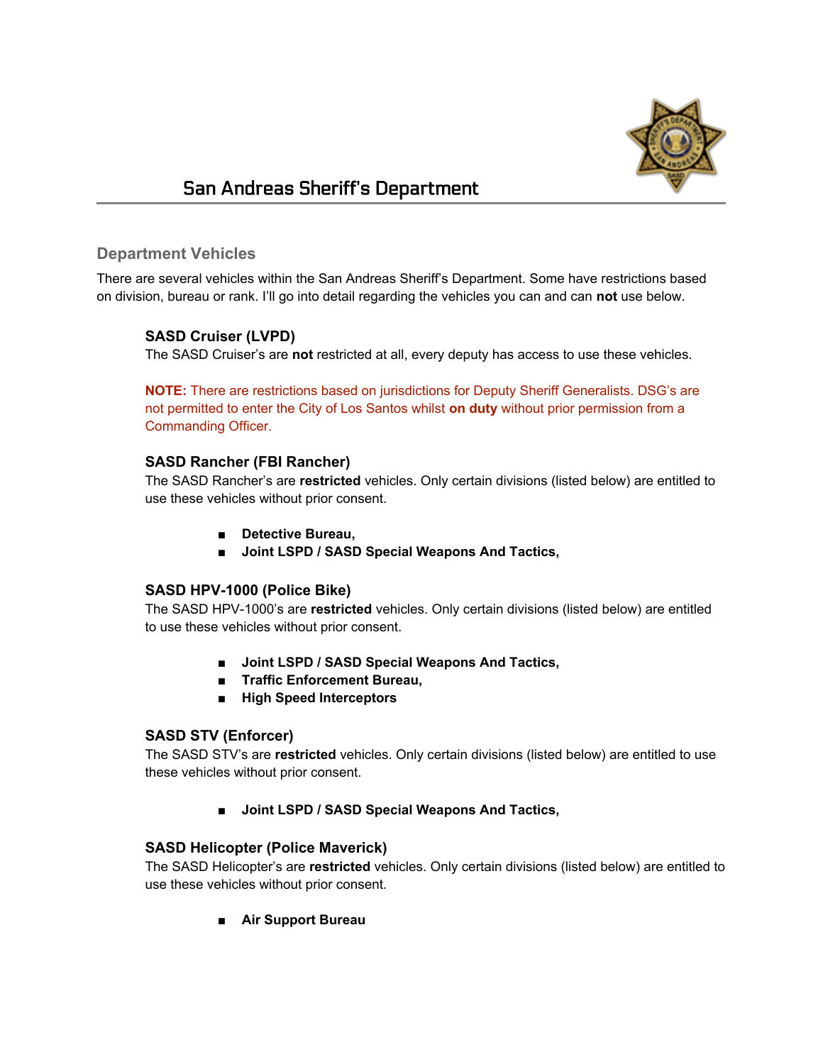# San Andreas Sheriff's Department

## Department Vehicles

There are several vehicles within the San Andreas Sheriff's Department. Some have restrictions based on division, bureau or rank. I'll go into detail regarding the vehicles you can and can **not** use below.

### SASD Cruiser (LVPD)

The SASD Cruiser's are **not** restricted at all, every deputy has access to use these vehicles.

**NOTE:** There are restrictions based on jurisdictions for Deputy Sheriff Generalists. DSG's are not permitted to enter the City of Los Santos whilst **on duty** without prior permission from a Commanding Officer.

### SASD Rancher (FBI Rancher)

The SASD Rancher's are **restricted** vehicles. Only certain divisions (listed below) are entitled to use these vehicles without prior consent.

- **Detective Bureau,**
- **Joint LSPD / SASD Special Weapons And Tactics,**

### SASD HPV-1000 (Police Bike)

The SASD HPV-1000's are **restricted** vehicles. Only certain divisions (listed below) are entitled to use these vehicles without prior consent.

- **Joint LSPD / SASD Special Weapons And Tactics,**
- **Traffic Enforcement Bureau,**
- **High Speed Interceptors**

### SASD STV (Enforcer)

The SASD STV's are **restricted** vehicles. Only certain divisions (listed below) are entitled to use these vehicles without prior consent.

- **Joint LSPD / SASD Special Weapons And Tactics,**

### SASD Helicopter (Police Maverick)

The SASD Helicopter's are **restricted** vehicles. Only certain divisions (listed below) are entitled to use these vehicles without prior consent.

- **Air Support Bureau**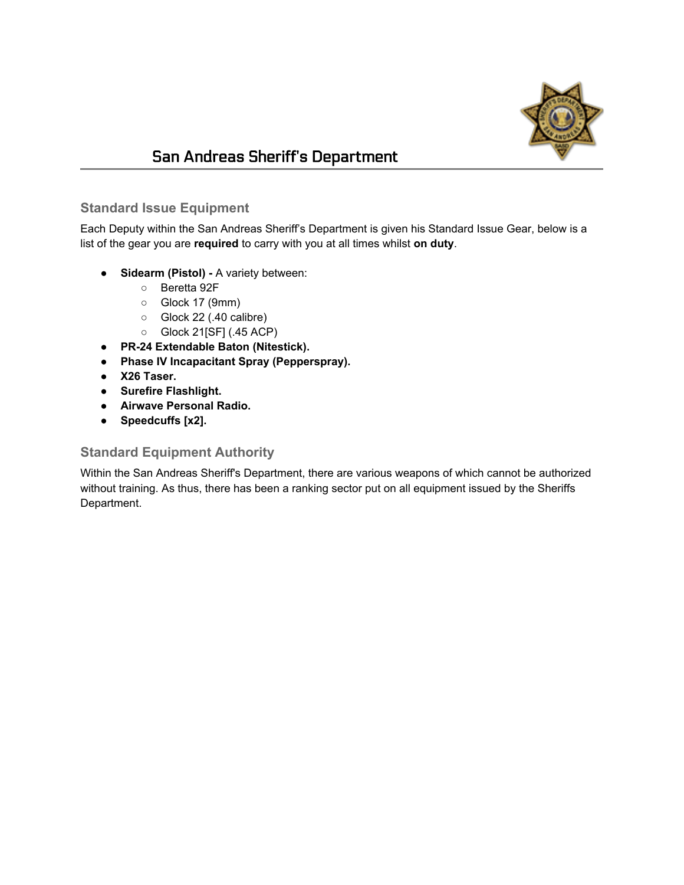# San Andreas Sheriff's Department

## Standard Issue Equipment

Each Deputy within the San Andreas Sheriff's Department is given his Standard Issue Gear, below is a list of the gear you are **required** to carry with you at all times whilst **on duty**.

- **Sidearm (Pistol) -** A variety between:
  - Beretta 92F
  - Glock 17 (9mm)
  - Glock 22 (.40 calibre)
  - Glock 21[SF] (.45 ACP)
- **PR-24 Extendable Baton (Nitestick).**
- **Phase IV Incapacitant Spray (Pepperspray).**
- **X26 Taser.**
- **Surefire Flashlight.**
- **Airwave Personal Radio.**
- **Speedcuffs [x2].**

## Standard Equipment Authority

Within the San Andreas Sheriff's Department, there are various weapons of which cannot be authorized without training. As thus, there has been a ranking sector put on all equipment issued by the Sheriffs Department.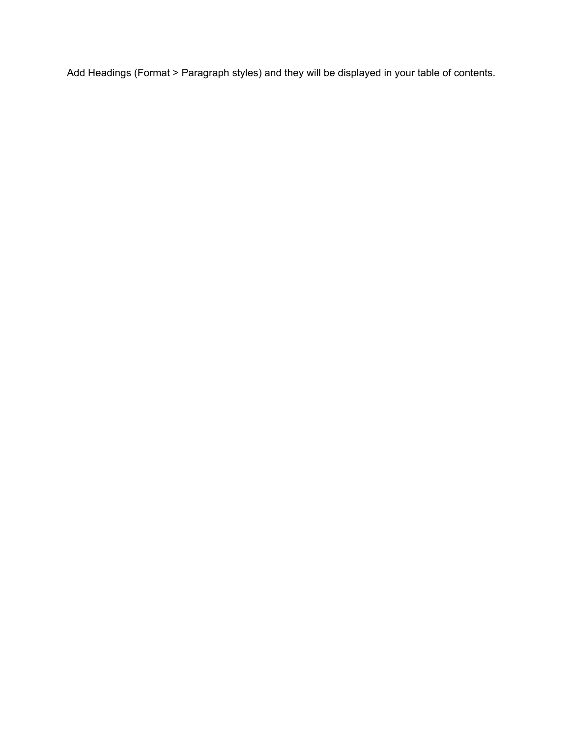Add Headings (Format > Paragraph styles) and they will be displayed in your table of contents.